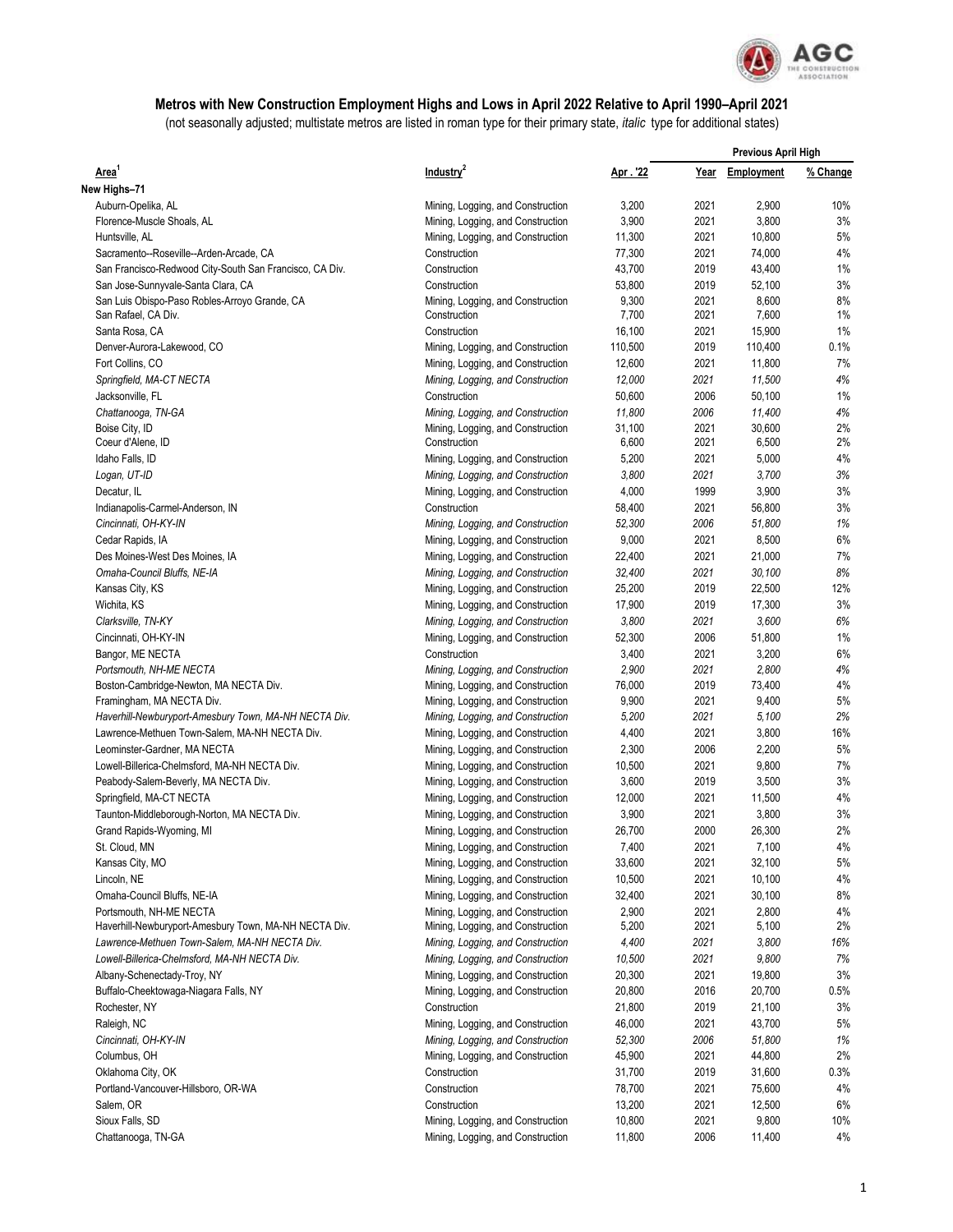## Metros with New Construction Employment Highs and Lows in April 2022 Relative to April 1990–April 2021

(not seasonally adjusted; multistate metros are listed in roman type for their primary state, *italic* type for additional states)

| Area[1] | Industry[2] | Apr . '22 | Previous April High | | |
|---|---|---|---|---|---|
| | | | Year | Employment | % Change |
| **New Highs–71** | | | | | |
| Auburn-Opelika, AL | Mining, Logging, and Construction | 3,200 | 2021 | 2,900 | 10% |
| Florence-Muscle Shoals, AL | Mining, Logging, and Construction | 3,900 | 2021 | 3,800 | 3% |
| Huntsville, AL | Mining, Logging, and Construction | 11,300 | 2021 | 10,800 | 5% |
| Sacramento--Roseville--Arden-Arcade, CA | Construction | 77,300 | 2021 | 74,000 | 4% |
| San Francisco-Redwood City-South San Francisco, CA Div. | Construction | 43,700 | 2019 | 43,400 | 1% |
| San Jose-Sunnyvale-Santa Clara, CA | Construction | 53,800 | 2019 | 52,100 | 3% |
| San Luis Obispo-Paso Robles-Arroyo Grande, CA | Mining, Logging, and Construction | 9,300 | 2021 | 8,600 | 8% |
| San Rafael, CA Div. | Construction | 7,700 | 2021 | 7,600 | 1% |
| Santa Rosa, CA | Construction | 16,100 | 2021 | 15,900 | 1% |
| Denver-Aurora-Lakewood, CO | Mining, Logging, and Construction | 110,500 | 2019 | 110,400 | 0.1% |
| Fort Collins, CO | Mining, Logging, and Construction | 12,600 | 2021 | 11,800 | 7% |
| *Springfield, MA-CT NECTA* | *Mining, Logging, and Construction* | *12,000* | *2021* | *11,500* | *4%* |
| Jacksonville, FL | Construction | 50,600 | 2006 | 50,100 | 1% |
| *Chattanooga, TN-GA* | *Mining, Logging, and Construction* | *11,800* | *2006* | *11,400* | *4%* |
| Boise City, ID | Mining, Logging, and Construction | 31,100 | 2021 | 30,600 | 2% |
| Coeur d'Alene, ID | Construction | 6,600 | 2021 | 6,500 | 2% |
| Idaho Falls, ID | Mining, Logging, and Construction | 5,200 | 2021 | 5,000 | 4% |
| *Logan, UT-ID* | *Mining, Logging, and Construction* | *3,800* | *2021* | *3,700* | *3%* |
| Decatur, IL | Mining, Logging, and Construction | 4,000 | 1999 | 3,900 | 3% |
| Indianapolis-Carmel-Anderson, IN | Construction | 58,400 | 2021 | 56,800 | 3% |
| *Cincinnati, OH-KY-IN* | *Mining, Logging, and Construction* | *52,300* | *2006* | *51,800* | *1%* |
| Cedar Rapids, IA | Mining, Logging, and Construction | 9,000 | 2021 | 8,500 | 6% |
| Des Moines-West Des Moines, IA | Mining, Logging, and Construction | 22,400 | 2021 | 21,000 | 7% |
| *Omaha-Council Bluffs, NE-IA* | *Mining, Logging, and Construction* | *32,400* | *2021* | *30,100* | *8%* |
| Kansas City, KS | Mining, Logging, and Construction | 25,200 | 2019 | 22,500 | 12% |
| Wichita, KS | Mining, Logging, and Construction | 17,900 | 2019 | 17,300 | 3% |
| *Clarksville, TN-KY* | *Mining, Logging, and Construction* | *3,800* | *2021* | *3,600* | *6%* |
| Cincinnati, OH-KY-IN | Mining, Logging, and Construction | 52,300 | 2006 | 51,800 | 1% |
| Bangor, ME NECTA | Construction | 3,400 | 2021 | 3,200 | 6% |
| *Portsmouth, NH-ME NECTA* | *Mining, Logging, and Construction* | *2,900* | *2021* | *2,800* | *4%* |
| Boston-Cambridge-Newton, MA NECTA Div. | Mining, Logging, and Construction | 76,000 | 2019 | 73,400 | 4% |
| Framingham, MA NECTA Div. | Mining, Logging, and Construction | 9,900 | 2021 | 9,400 | 5% |
| *Haverhill-Newburyport-Amesbury Town, MA-NH NECTA Div.* | *Mining, Logging, and Construction* | *5,200* | *2021* | *5,100* | *2%* |
| Lawrence-Methuen Town-Salem, MA-NH NECTA Div. | Mining, Logging, and Construction | 4,400 | 2021 | 3,800 | 16% |
| Leominster-Gardner, MA NECTA | Mining, Logging, and Construction | 2,300 | 2006 | 2,200 | 5% |
| Lowell-Billerica-Chelmsford, MA-NH NECTA Div. | Mining, Logging, and Construction | 10,500 | 2021 | 9,800 | 7% |
| Peabody-Salem-Beverly, MA NECTA Div. | Mining, Logging, and Construction | 3,600 | 2019 | 3,500 | 3% |
| Springfield, MA-CT NECTA | Mining, Logging, and Construction | 12,000 | 2021 | 11,500 | 4% |
| Taunton-Middleborough-Norton, MA NECTA Div. | Mining, Logging, and Construction | 3,900 | 2021 | 3,800 | 3% |
| Grand Rapids-Wyoming, MI | Mining, Logging, and Construction | 26,700 | 2000 | 26,300 | 2% |
| St. Cloud, MN | Mining, Logging, and Construction | 7,400 | 2021 | 7,100 | 4% |
| Kansas City, MO | Mining, Logging, and Construction | 33,600 | 2021 | 32,100 | 5% |
| Lincoln, NE | Mining, Logging, and Construction | 10,500 | 2021 | 10,100 | 4% |
| Omaha-Council Bluffs, NE-IA | Mining, Logging, and Construction | 32,400 | 2021 | 30,100 | 8% |
| Portsmouth, NH-ME NECTA | Mining, Logging, and Construction | 2,900 | 2021 | 2,800 | 4% |
| Haverhill-Newburyport-Amesbury Town, MA-NH NECTA Div. | Mining, Logging, and Construction | 5,200 | 2021 | 5,100 | 2% |
| *Lawrence-Methuen Town-Salem, MA-NH NECTA Div.* | *Mining, Logging, and Construction* | *4,400* | *2021* | *3,800* | *16%* |
| *Lowell-Billerica-Chelmsford, MA-NH NECTA Div.* | *Mining, Logging, and Construction* | *10,500* | *2021* | *9,800* | *7%* |
| Albany-Schenectady-Troy, NY | Mining, Logging, and Construction | 20,300 | 2021 | 19,800 | 3% |
| Buffalo-Cheektowaga-Niagara Falls, NY | Mining, Logging, and Construction | 20,800 | 2016 | 20,700 | 0.5% |
| Rochester, NY | Construction | 21,800 | 2019 | 21,100 | 3% |
| Raleigh, NC | Mining, Logging, and Construction | 46,000 | 2021 | 43,700 | 5% |
| *Cincinnati, OH-KY-IN* | *Mining, Logging, and Construction* | *52,300* | *2006* | *51,800* | *1%* |
| Columbus, OH | Mining, Logging, and Construction | 45,900 | 2021 | 44,800 | 2% |
| Oklahoma City, OK | Construction | 31,700 | 2019 | 31,600 | 0.3% |
| Portland-Vancouver-Hillsboro, OR-WA | Construction | 78,700 | 2021 | 75,600 | 4% |
| Salem, OR | Construction | 13,200 | 2021 | 12,500 | 6% |
| Sioux Falls, SD | Mining, Logging, and Construction | 10,800 | 2021 | 9,800 | 10% |
| Chattanooga, TN-GA | Mining, Logging, and Construction | 11,800 | 2006 | 11,400 | 4% |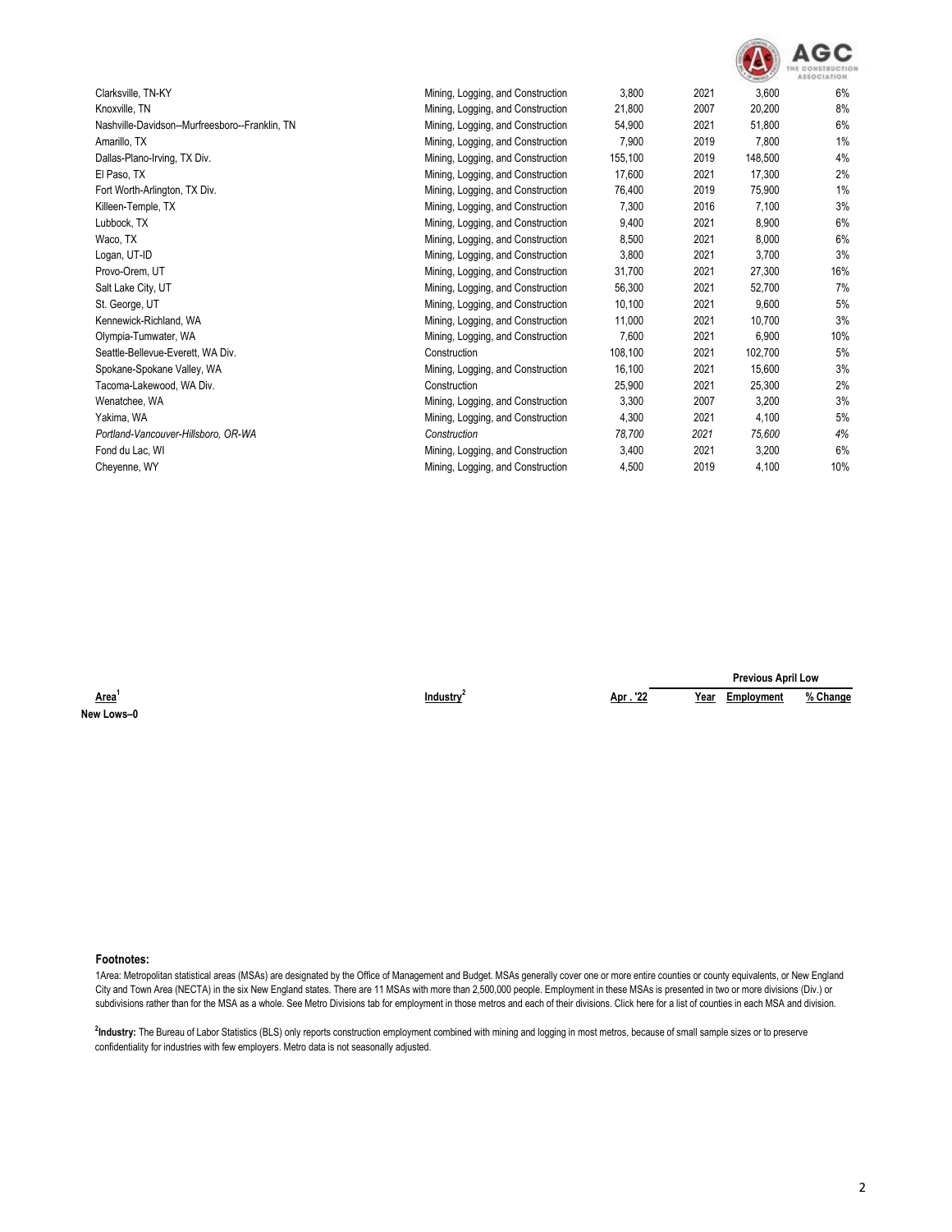| | | | | | |
|---|---|---|---|---|---|
| Clarksville, TN-KY | Mining, Logging, and Construction | 3,800 | 2021 | 3,600 | 6% |
| Knoxville, TN | Mining, Logging, and Construction | 21,800 | 2007 | 20,200 | 8% |
| Nashville-Davidson--Murfreesboro--Franklin, TN | Mining, Logging, and Construction | 54,900 | 2021 | 51,800 | 6% |
| Amarillo, TX | Mining, Logging, and Construction | 7,900 | 2019 | 7,800 | 1% |
| Dallas-Plano-Irving, TX Div. | Mining, Logging, and Construction | 155,100 | 2019 | 148,500 | 4% |
| El Paso, TX | Mining, Logging, and Construction | 17,600 | 2021 | 17,300 | 2% |
| Fort Worth-Arlington, TX Div. | Mining, Logging, and Construction | 76,400 | 2019 | 75,900 | 1% |
| Killeen-Temple, TX | Mining, Logging, and Construction | 7,300 | 2016 | 7,100 | 3% |
| Lubbock, TX | Mining, Logging, and Construction | 9,400 | 2021 | 8,900 | 6% |
| Waco, TX | Mining, Logging, and Construction | 8,500 | 2021 | 8,000 | 6% |
| Logan, UT-ID | Mining, Logging, and Construction | 3,800 | 2021 | 3,700 | 3% |
| Provo-Orem, UT | Mining, Logging, and Construction | 31,700 | 2021 | 27,300 | 16% |
| Salt Lake City, UT | Mining, Logging, and Construction | 56,300 | 2021 | 52,700 | 7% |
| St. George, UT | Mining, Logging, and Construction | 10,100 | 2021 | 9,600 | 5% |
| Kennewick-Richland, WA | Mining, Logging, and Construction | 11,000 | 2021 | 10,700 | 3% |
| Olympia-Tumwater, WA | Mining, Logging, and Construction | 7,600 | 2021 | 6,900 | 10% |
| Seattle-Bellevue-Everett, WA Div. | Construction | 108,100 | 2021 | 102,700 | 5% |
| Spokane-Spokane Valley, WA | Mining, Logging, and Construction | 16,100 | 2021 | 15,600 | 3% |
| Tacoma-Lakewood, WA Div. | Construction | 25,900 | 2021 | 25,300 | 2% |
| Wenatchee, WA | Mining, Logging, and Construction | 3,300 | 2007 | 3,200 | 3% |
| Yakima, WA | Mining, Logging, and Construction | 4,300 | 2021 | 4,100 | 5% |
| *Portland-Vancouver-Hillsboro, OR-WA* | *Construction* | *78,700* | *2021* | *75,600* | *4%* |
| Fond du Lac, WI | Mining, Logging, and Construction | 3,400 | 2021 | 3,200 | 6% |
| Cheyenne, WY | Mining, Logging, and Construction | 4,500 | 2019 | 4,100 | 10% |

| | | | Previous April Low | | |
|---|---|---|---|---|---|
| **Area**[1] | **Industry**[2] | **Apr . '22** | **Year** | **Employment** | **% Change** |
| **New Lows–0** | | | | | |

**Footnotes:**

1Area: Metropolitan statistical areas (MSAs) are designated by the Office of Management and Budget. MSAs generally cover one or more entire counties or county equivalents, or New England City and Town Area (NECTA) in the six New England states. There are 11 MSAs with more than 2,500,000 people. Employment in these MSAs is presented in two or more divisions (Div.) or subdivisions rather than for the MSA as a whole. See Metro Divisions tab for employment in those metros and each of their divisions. Click here for a list of counties in each MSA and division.

[2]**Industry:** The Bureau of Labor Statistics (BLS) only reports construction employment combined with mining and logging in most metros, because of small sample sizes or to preserve confidentiality for industries with few employers. Metro data is not seasonally adjusted.